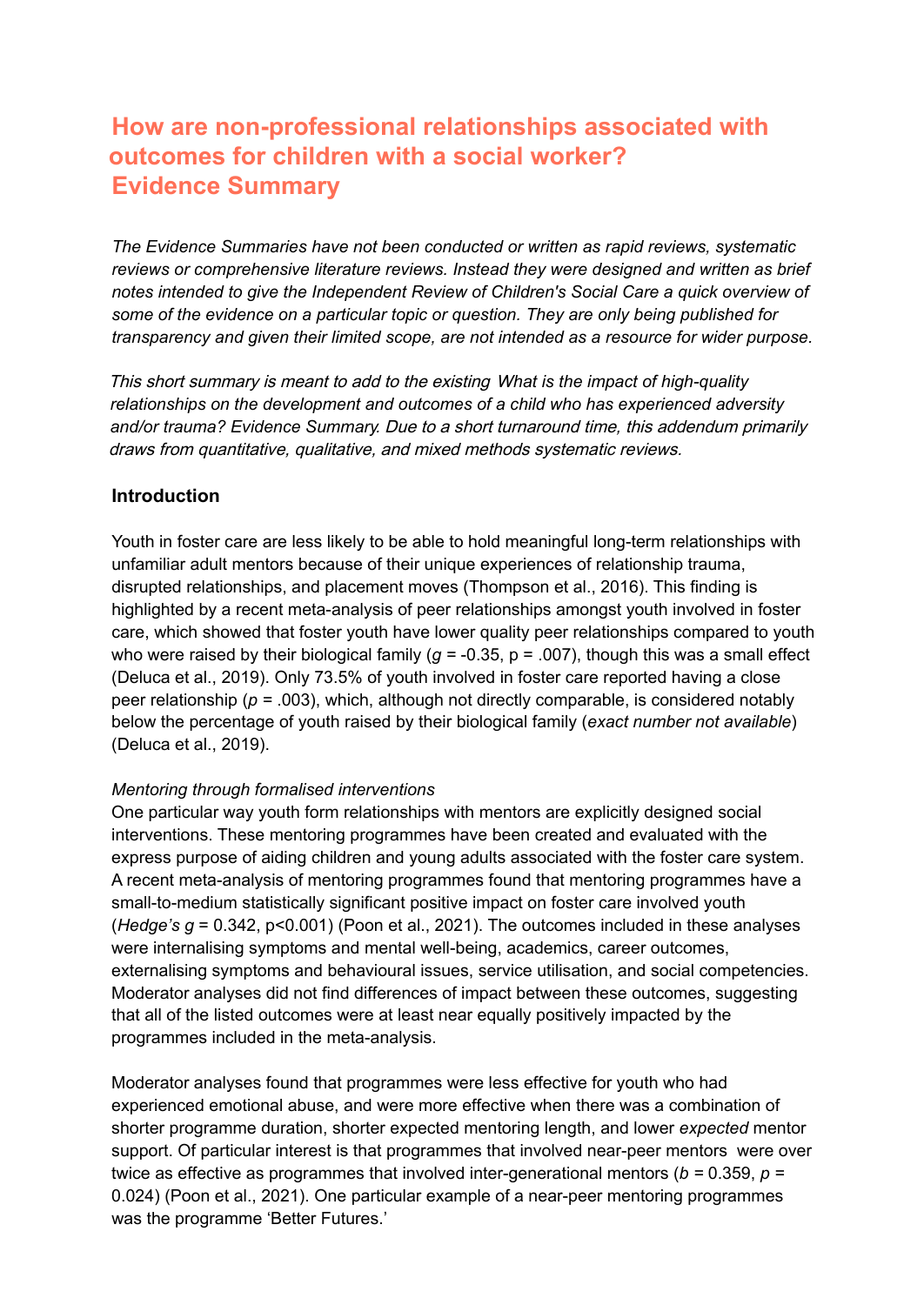# How are non-professional relationships associated with outcomes for children with a social worker? Evidence Summary

*The Evidence Summaries have not been conducted or written as rapid reviews, systematic reviews or comprehensive literature reviews. Instead they were designed and written as brief notes intended to give the Independent Review of Children's Social Care a quick overview of some of the evidence on a particular topic or question. They are only being published for transparency and given their limited scope, are not intended as a resource for wider purpose.*

*This short summary is meant to add to the existing What is the impact of high-quality relationships on the development and outcomes of a child who has experienced adversity and/or trauma? Evidence Summary. Due to a short turnaround time, this addendum primarily draws from quantitative, qualitative, and mixed methods systematic reviews.*

## Introduction

Youth in foster care are less likely to be able to hold meaningful long-term relationships with unfamiliar adult mentors because of their unique experiences of relationship trauma, disrupted relationships, and placement moves (Thompson et al., 2016). This finding is highlighted by a recent meta-analysis of peer relationships amongst youth involved in foster care, which showed that foster youth have lower quality peer relationships compared to youth who were raised by their biological family ($g$ = -0.35, p = .007), though this was a small effect (Deluca et al., 2019). Only 73.5% of youth involved in foster care reported having a close peer relationship ($p$ = .003), which, although not directly comparable, is considered notably below the percentage of youth raised by their biological family (*exact number not available*) (Deluca et al., 2019).

*Mentoring through formalised interventions*

One particular way youth form relationships with mentors are explicitly designed social interventions. These mentoring programmes have been created and evaluated with the express purpose of aiding children and young adults associated with the foster care system. A recent meta-analysis of mentoring programmes found that mentoring programmes have a small-to-medium statistically significant positive impact on foster care involved youth (*Hedge's g* = 0.342, p<0.001) (Poon et al., 2021). The outcomes included in these analyses were internalising symptoms and mental well-being, academics, career outcomes, externalising symptoms and behavioural issues, service utilisation, and social competencies. Moderator analyses did not find differences of impact between these outcomes, suggesting that all of the listed outcomes were at least near equally positively impacted by the programmes included in the meta-analysis.

Moderator analyses found that programmes were less effective for youth who had experienced emotional abuse, and were more effective when there was a combination of shorter programme duration, shorter expected mentoring length, and lower *expected* mentor support. Of particular interest is that programmes that involved near-peer mentors were over twice as effective as programmes that involved inter-generational mentors ($b$ = 0.359, $p$ = 0.024) (Poon et al., 2021). One particular example of a near-peer mentoring programmes was the programme 'Better Futures.'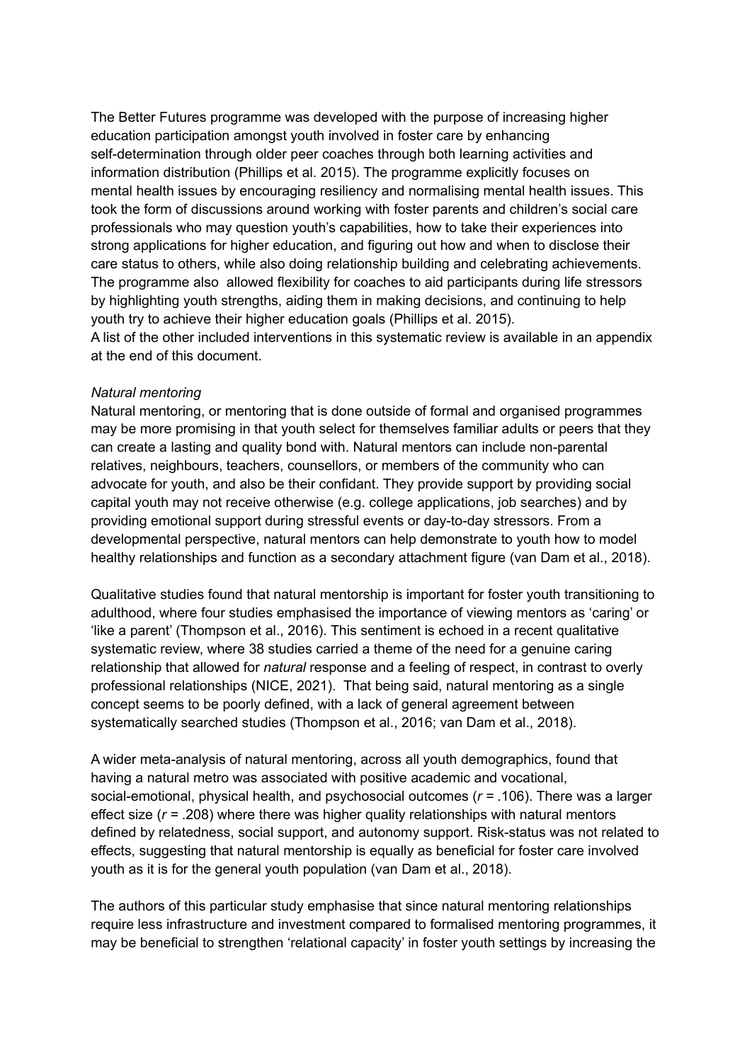The Better Futures programme was developed with the purpose of increasing higher education participation amongst youth involved in foster care by enhancing self-determination through older peer coaches through both learning activities and information distribution (Phillips et al. 2015). The programme explicitly focuses on mental health issues by encouraging resiliency and normalising mental health issues. This took the form of discussions around working with foster parents and children's social care professionals who may question youth's capabilities, how to take their experiences into strong applications for higher education, and figuring out how and when to disclose their care status to others, while also doing relationship building and celebrating achievements. The programme also allowed flexibility for coaches to aid participants during life stressors by highlighting youth strengths, aiding them in making decisions, and continuing to help youth try to achieve their higher education goals (Phillips et al. 2015).
A list of the other included interventions in this systematic review is available in an appendix at the end of this document.

*Natural mentoring*
Natural mentoring, or mentoring that is done outside of formal and organised programmes may be more promising in that youth select for themselves familiar adults or peers that they can create a lasting and quality bond with. Natural mentors can include non-parental relatives, neighbours, teachers, counsellors, or members of the community who can advocate for youth, and also be their confidant. They provide support by providing social capital youth may not receive otherwise (e.g. college applications, job searches) and by providing emotional support during stressful events or day-to-day stressors. From a developmental perspective, natural mentors can help demonstrate to youth how to model healthy relationships and function as a secondary attachment figure (van Dam et al., 2018).

Qualitative studies found that natural mentorship is important for foster youth transitioning to adulthood, where four studies emphasised the importance of viewing mentors as 'caring' or 'like a parent' (Thompson et al., 2016). This sentiment is echoed in a recent qualitative systematic review, where 38 studies carried a theme of the need for a genuine caring relationship that allowed for *natural* response and a feeling of respect, in contrast to overly professional relationships (NICE, 2021). That being said, natural mentoring as a single concept seems to be poorly defined, with a lack of general agreement between systematically searched studies (Thompson et al., 2016; van Dam et al., 2018).

A wider meta-analysis of natural mentoring, across all youth demographics, found that having a natural metro was associated with positive academic and vocational, social-emotional, physical health, and psychosocial outcomes ($r$ = .106). There was a larger effect size ($r$ = .208) where there was higher quality relationships with natural mentors defined by relatedness, social support, and autonomy support. Risk-status was not related to effects, suggesting that natural mentorship is equally as beneficial for foster care involved youth as it is for the general youth population (van Dam et al., 2018).

The authors of this particular study emphasise that since natural mentoring relationships require less infrastructure and investment compared to formalised mentoring programmes, it may be beneficial to strengthen 'relational capacity' in foster youth settings by increasing the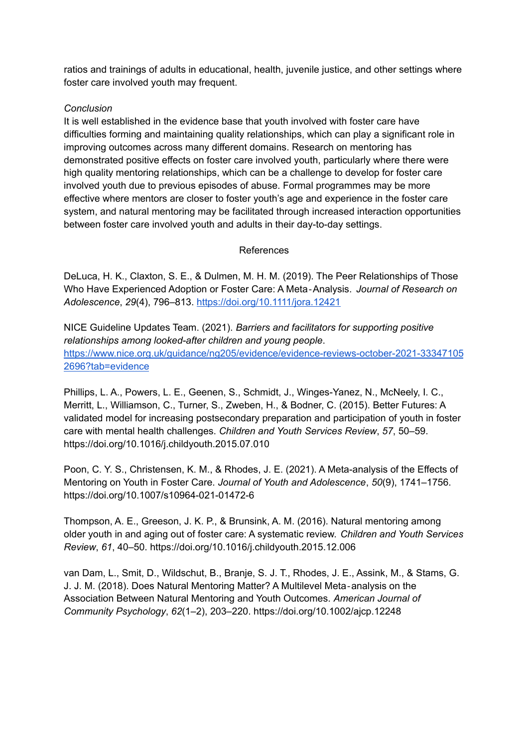ratios and trainings of adults in educational, health, juvenile justice, and other settings where foster care involved youth may frequent.

*Conclusion*

It is well established in the evidence base that youth involved with foster care have difficulties forming and maintaining quality relationships, which can play a significant role in improving outcomes across many different domains. Research on mentoring has demonstrated positive effects on foster care involved youth, particularly where there were high quality mentoring relationships, which can be a challenge to develop for foster care involved youth due to previous episodes of abuse. Formal programmes may be more effective where mentors are closer to foster youth's age and experience in the foster care system, and natural mentoring may be facilitated through increased interaction opportunities between foster care involved youth and adults in their day-to-day settings.

## References

DeLuca, H. K., Claxton, S. E., & Dulmen, M. H. M. (2019). The Peer Relationships of Those Who Have Experienced Adoption or Foster Care: A Meta‐Analysis. *Journal of Research on Adolescence*, *29*(4), 796–813. https://doi.org/10.1111/jora.12421

NICE Guideline Updates Team. (2021). *Barriers and facilitators for supporting positive relationships among looked-after children and young people*. https://www.nice.org.uk/guidance/ng205/evidence/evidence-reviews-october-2021-333471052696?tab=evidence

Phillips, L. A., Powers, L. E., Geenen, S., Schmidt, J., Winges-Yanez, N., McNeely, I. C., Merritt, L., Williamson, C., Turner, S., Zweben, H., & Bodner, C. (2015). Better Futures: A validated model for increasing postsecondary preparation and participation of youth in foster care with mental health challenges. *Children and Youth Services Review*, *57*, 50–59. https://doi.org/10.1016/j.childyouth.2015.07.010

Poon, C. Y. S., Christensen, K. M., & Rhodes, J. E. (2021). A Meta-analysis of the Effects of Mentoring on Youth in Foster Care. *Journal of Youth and Adolescence*, *50*(9), 1741–1756. https://doi.org/10.1007/s10964-021-01472-6

Thompson, A. E., Greeson, J. K. P., & Brunsink, A. M. (2016). Natural mentoring among older youth in and aging out of foster care: A systematic review. *Children and Youth Services Review*, *61*, 40–50. https://doi.org/10.1016/j.childyouth.2015.12.006

van Dam, L., Smit, D., Wildschut, B., Branje, S. J. T., Rhodes, J. E., Assink, M., & Stams, G. J. J. M. (2018). Does Natural Mentoring Matter? A Multilevel Meta‐analysis on the Association Between Natural Mentoring and Youth Outcomes. *American Journal of Community Psychology*, *62*(1–2), 203–220. https://doi.org/10.1002/ajcp.12248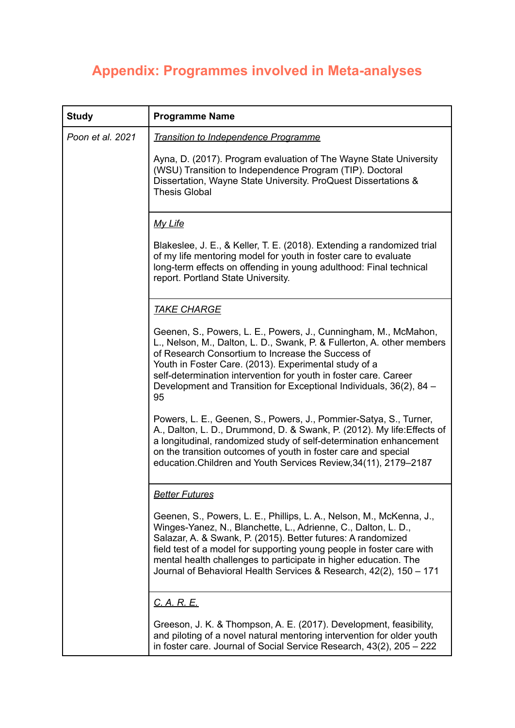# Appendix: Programmes involved in Meta-analyses

| Study | Programme Name |
|---|---|
| *Poon et al. 2021* | *Transition to Independence Programme*<br><br>Ayna, D. (2017). Program evaluation of The Wayne State University (WSU) Transition to Independence Program (TIP). Doctoral Dissertation, Wayne State University. ProQuest Dissertations & Thesis Global |
| | *My Life*<br><br>Blakeslee, J. E., & Keller, T. E. (2018). Extending a randomized trial of my life mentoring model for youth in foster care to evaluate long-term effects on offending in young adulthood: Final technical report. Portland State University. |
| | *TAKE CHARGE*<br><br>Geenen, S., Powers, L. E., Powers, J., Cunningham, M., McMahon, L., Nelson, M., Dalton, L. D., Swank, P. & Fullerton, A. other members of Research Consortium to Increase the Success of Youth in Foster Care. (2013). Experimental study of a self-determination intervention for youth in foster care. Career Development and Transition for Exceptional Individuals, 36(2), 84 – 95<br><br>Powers, L. E., Geenen, S., Powers, J., Pommier-Satya, S., Turner, A., Dalton, L. D., Drummond, D. & Swank, P. (2012). My life:Effects of a longitudinal, randomized study of self-determination enhancement on the transition outcomes of youth in foster care and special education.Children and Youth Services Review,34(11), 2179–2187 |
| | *Better Futures*<br><br>Geenen, S., Powers, L. E., Phillips, L. A., Nelson, M., McKenna, J., Winges-Yanez, N., Blanchette, L., Adrienne, C., Dalton, L. D., Salazar, A. & Swank, P. (2015). Better futures: A randomized field test of a model for supporting young people in foster care with mental health challenges to participate in higher education. The Journal of Behavioral Health Services & Research, 42(2), 150 – 171 |
| | *C. A. R. E.*<br><br>Greeson, J. K. & Thompson, A. E. (2017). Development, feasibility, and piloting of a novel natural mentoring intervention for older youth in foster care. Journal of Social Service Research, 43(2), 205 – 222 |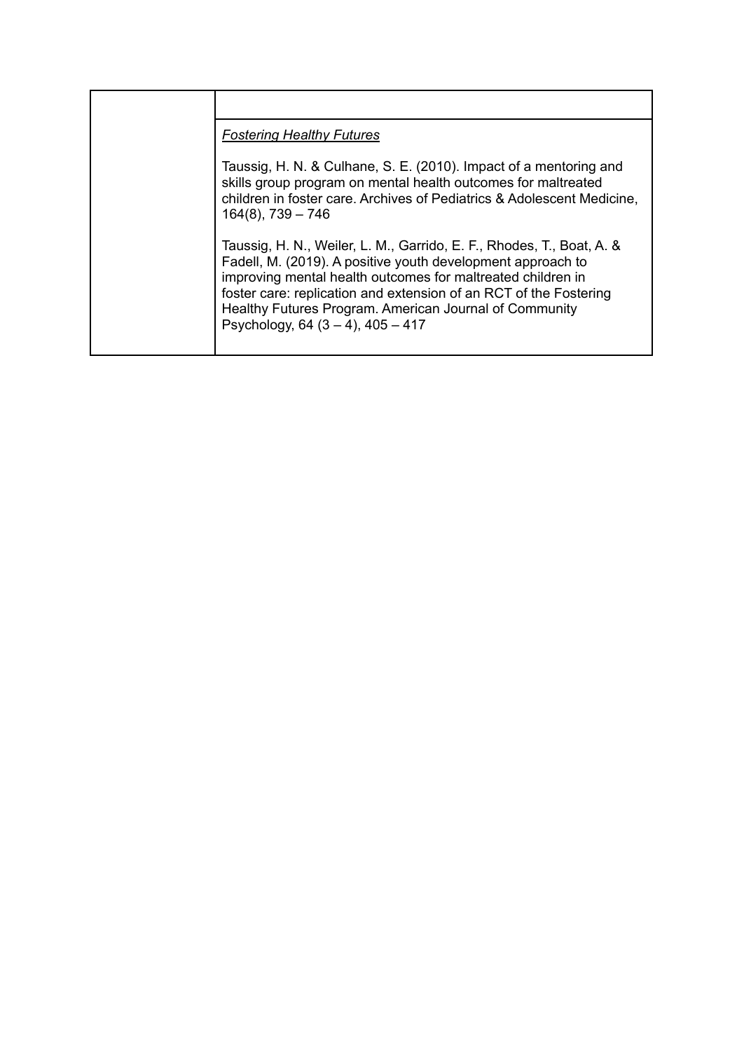| | |
|---|---|
| | |
| | *Fostering Healthy Futures*<br><br>Taussig, H. N. & Culhane, S. E. (2010). Impact of a mentoring and skills group program on mental health outcomes for maltreated children in foster care. Archives of Pediatrics & Adolescent Medicine, 164(8), 739 – 746<br><br>Taussig, H. N., Weiler, L. M., Garrido, E. F., Rhodes, T., Boat, A. & Fadell, M. (2019). A positive youth development approach to improving mental health outcomes for maltreated children in foster care: replication and extension of an RCT of the Fostering Healthy Futures Program. American Journal of Community Psychology, 64 (3 – 4), 405 – 417 |